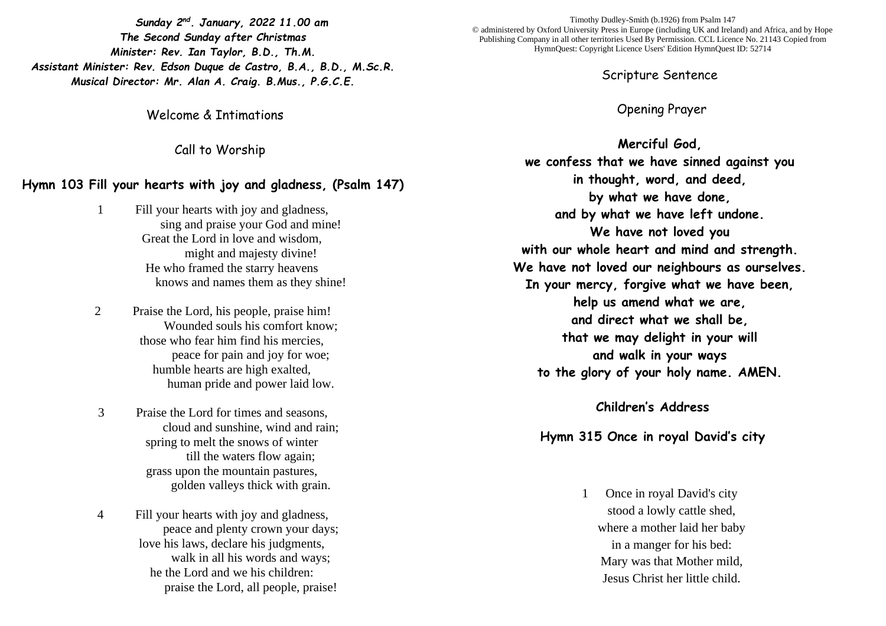***Sunday 2nd. January, 2022 11.00 am***
***The Second Sunday after Christmas***
***Minister: Rev. Ian Taylor, B.D., Th.M.***
***Assistant Minister: Rev. Edson Duque de Castro, B.A., B.D., M.Sc.R.***
***Musical Director: Mr. Alan A. Craig. B.Mus., P.G.C.E.***

Welcome & Intimations

Call to Worship

**Hymn 103 Fill your hearts with joy and gladness, (Psalm 147)**

1 Fill your hearts with joy and gladness,
sing and praise your God and mine!
Great the Lord in love and wisdom,
might and majesty divine!
He who framed the starry heavens
knows and names them as they shine!

2 Praise the Lord, his people, praise him!
Wounded souls his comfort know;
those who fear him find his mercies,
peace for pain and joy for woe;
humble hearts are high exalted,
human pride and power laid low.

3 Praise the Lord for times and seasons,
cloud and sunshine, wind and rain;
spring to melt the snows of winter
till the waters flow again;
grass upon the mountain pastures,
golden valleys thick with grain.

4 Fill your hearts with joy and gladness,
peace and plenty crown your days;
love his laws, declare his judgments,
walk in all his words and ways;
he the Lord and we his children:
praise the Lord, all people, praise!

Timothy Dudley-Smith (b.1926) from Psalm 147
© administered by Oxford University Press in Europe (including UK and Ireland) and Africa, and by Hope Publishing Company in all other territories Used By Permission. CCL Licence No. 21143 Copied from HymnQuest: Copyright Licence Users' Edition HymnQuest ID: 52714

Scripture Sentence

Opening Prayer

**Merciful God,**
**we confess that we have sinned against you**
**in thought, word, and deed,**
**by what we have done,**
**and by what we have left undone.**
**We have not loved you**
**with our whole heart and mind and strength.**
**We have not loved our neighbours as ourselves.**
**In your mercy, forgive what we have been,**
**help us amend what we are,**
**and direct what we shall be,**
**that we may delight in your will**
**and walk in your ways**
**to the glory of your holy name. AMEN.**

**Children's Address**

**Hymn 315 Once in royal David's city**

1 Once in royal David's city
stood a lowly cattle shed,
where a mother laid her baby
in a manger for his bed:
Mary was that Mother mild,
Jesus Christ her little child.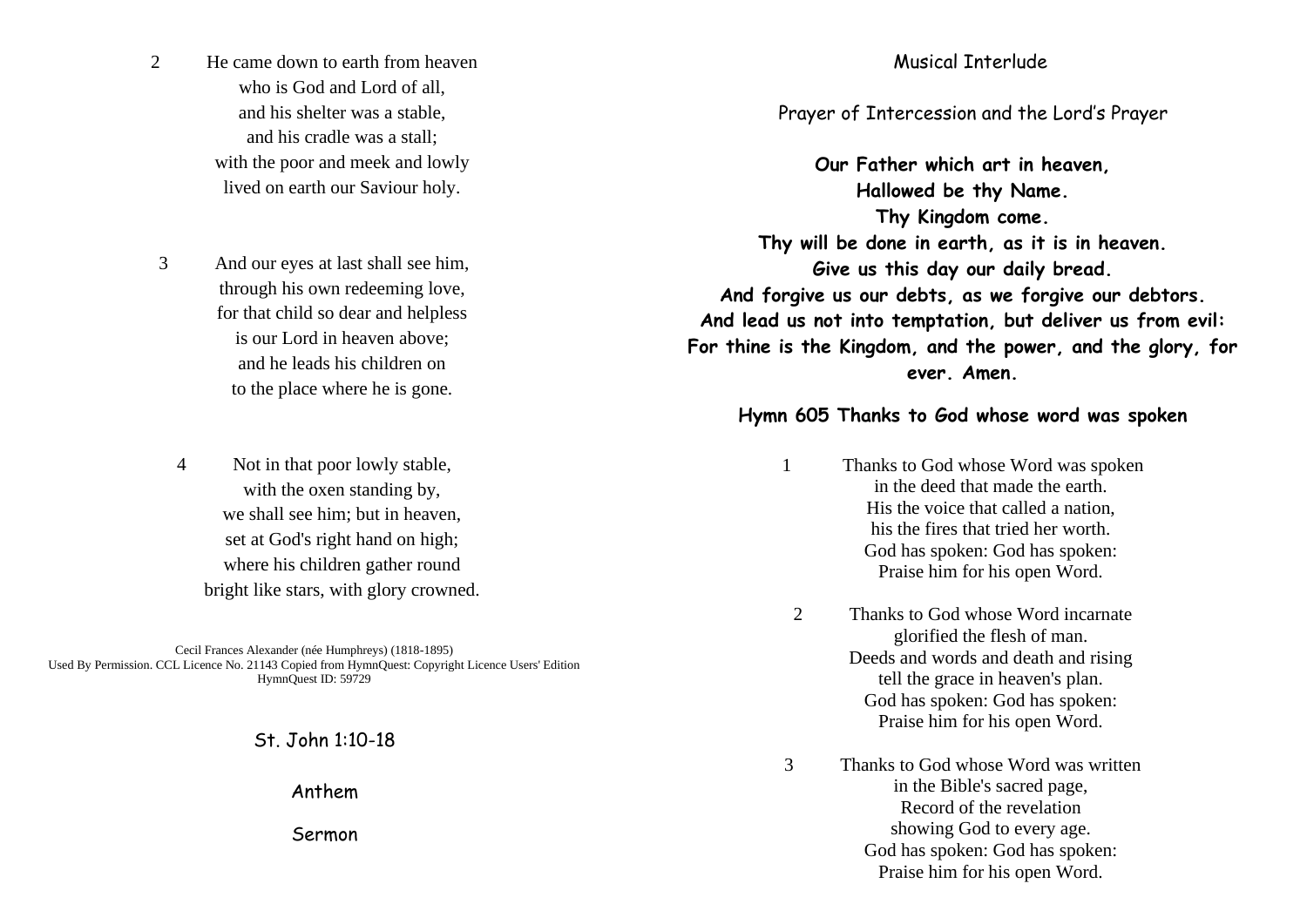2 He came down to earth from heaven
who is God and Lord of all,
and his shelter was a stable,
and his cradle was a stall;
with the poor and meek and lowly
lived on earth our Saviour holy.

3 And our eyes at last shall see him,
through his own redeeming love,
for that child so dear and helpless
is our Lord in heaven above;
and he leads his children on
to the place where he is gone.

4 Not in that poor lowly stable,
with the oxen standing by,
we shall see him; but in heaven,
set at God's right hand on high;
where his children gather round
bright like stars, with glory crowned.

Cecil Frances Alexander (née Humphreys) (1818-1895)
Used By Permission. CCL Licence No. 21143 Copied from HymnQuest: Copyright Licence Users' Edition
HymnQuest ID: 59729

St. John 1:10-18

Anthem

Sermon

Musical Interlude

Prayer of Intercession and the Lord's Prayer

**Our Father which art in heaven,**
**Hallowed be thy Name.**
**Thy Kingdom come.**
**Thy will be done in earth, as it is in heaven.**
**Give us this day our daily bread.**
**And forgive us our debts, as we forgive our debtors.**
**And lead us not into temptation, but deliver us from evil:**
**For thine is the Kingdom, and the power, and the glory, for ever. Amen.**

**Hymn 605 Thanks to God whose word was spoken**

1 Thanks to God whose Word was spoken
in the deed that made the earth.
His the voice that called a nation,
his the fires that tried her worth.
God has spoken: God has spoken:
Praise him for his open Word.

2 Thanks to God whose Word incarnate
glorified the flesh of man.
Deeds and words and death and rising
tell the grace in heaven's plan.
God has spoken: God has spoken:
Praise him for his open Word.

3 Thanks to God whose Word was written
in the Bible's sacred page,
Record of the revelation
showing God to every age.
God has spoken: God has spoken:
Praise him for his open Word.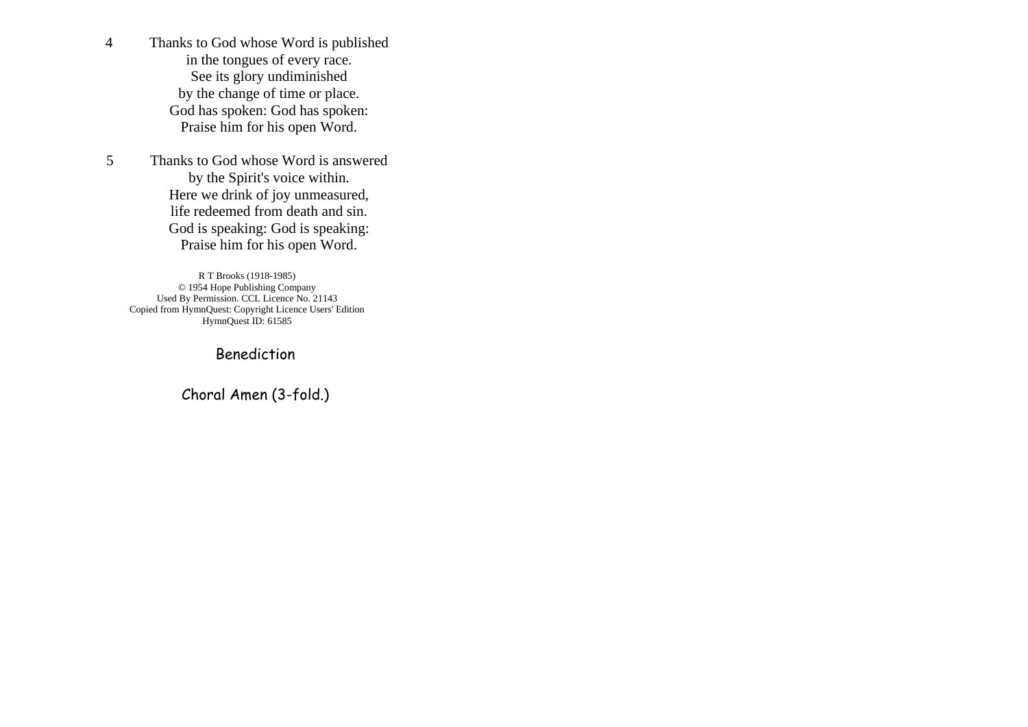4 Thanks to God whose Word is published
in the tongues of every race.
See its glory undiminished
by the change of time or place.
God has spoken: God has spoken:
Praise him for his open Word.

5 Thanks to God whose Word is answered
by the Spirit's voice within.
Here we drink of joy unmeasured,
life redeemed from death and sin.
God is speaking: God is speaking:
Praise him for his open Word.

R T Brooks (1918-1985)
© 1954 Hope Publishing Company
Used By Permission. CCL Licence No. 21143
Copied from HymnQuest: Copyright Licence Users' Edition
HymnQuest ID: 61585

Benediction

Choral Amen (3-fold.)